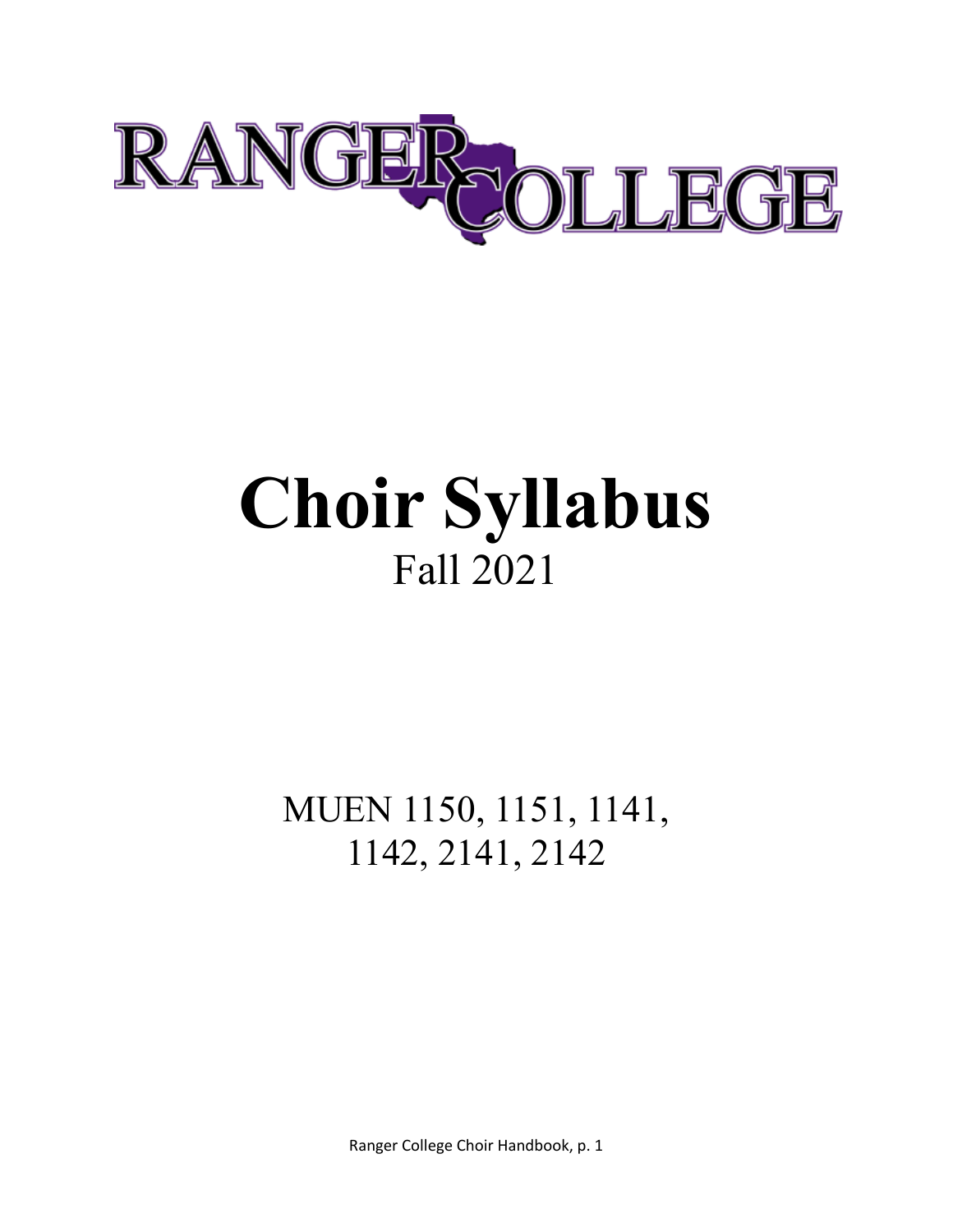RANGER COLLEGE

# Choir Syllabus

## Fall 2021

MUEN 1150, 1151, 1141, 1142, 2141, 2142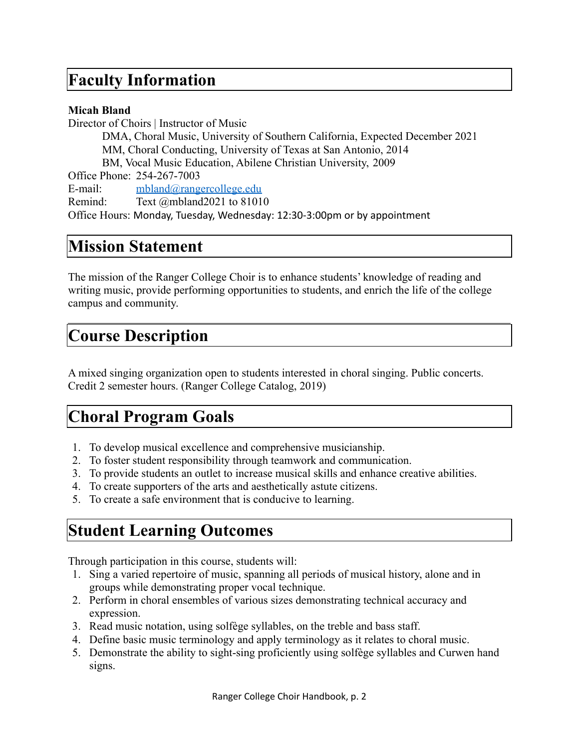## Faculty Information

**Micah Bland**
Director of Choirs | Instructor of Music

DMA, Choral Music, University of Southern California, Expected December 2021
MM, Choral Conducting, University of Texas at San Antonio, 2014
BM, Vocal Music Education, Abilene Christian University, 2009

Office Phone: 254-267-7003
E-mail: mbland@rangercollege.edu
Remind: Text @mbland2021 to 81010
Office Hours: Monday, Tuesday, Wednesday: 12:30-3:00pm or by appointment

## Mission Statement

The mission of the Ranger College Choir is to enhance students' knowledge of reading and writing music, provide performing opportunities to students, and enrich the life of the college campus and community.

## Course Description

A mixed singing organization open to students interested in choral singing. Public concerts. Credit 2 semester hours. (Ranger College Catalog, 2019)

## Choral Program Goals

1. To develop musical excellence and comprehensive musicianship.
2. To foster student responsibility through teamwork and communication.
3. To provide students an outlet to increase musical skills and enhance creative abilities.
4. To create supporters of the arts and aesthetically astute citizens.
5. To create a safe environment that is conducive to learning.

## Student Learning Outcomes

Through participation in this course, students will:

1. Sing a varied repertoire of music, spanning all periods of musical history, alone and in groups while demonstrating proper vocal technique.
2. Perform in choral ensembles of various sizes demonstrating technical accuracy and expression.
3. Read music notation, using solfège syllables, on the treble and bass staff.
4. Define basic music terminology and apply terminology as it relates to choral music.
5. Demonstrate the ability to sight-sing proficiently using solfège syllables and Curwen hand signs.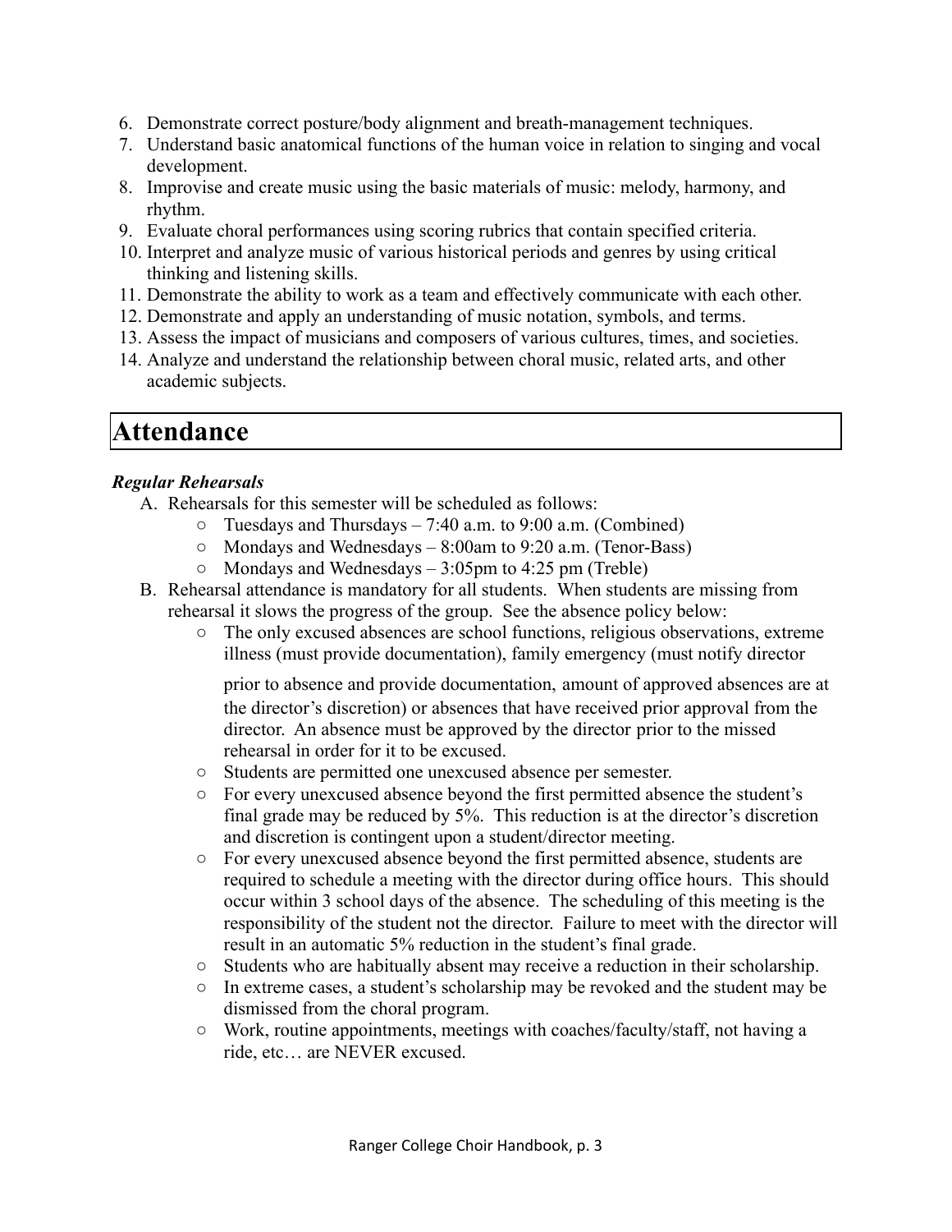6. Demonstrate correct posture/body alignment and breath-management techniques.
7. Understand basic anatomical functions of the human voice in relation to singing and vocal development.
8. Improvise and create music using the basic materials of music: melody, harmony, and rhythm.
9. Evaluate choral performances using scoring rubrics that contain specified criteria.
10. Interpret and analyze music of various historical periods and genres by using critical thinking and listening skills.
11. Demonstrate the ability to work as a team and effectively communicate with each other.
12. Demonstrate and apply an understanding of music notation, symbols, and terms.
13. Assess the impact of musicians and composers of various cultures, times, and societies.
14. Analyze and understand the relationship between choral music, related arts, and other academic subjects.

# Attendance

***Regular Rehearsals***

A. Rehearsals for this semester will be scheduled as follows:
   - Tuesdays and Thursdays – 7:40 a.m. to 9:00 a.m. (Combined)
   - Mondays and Wednesdays – 8:00am to 9:20 a.m. (Tenor-Bass)
   - Mondays and Wednesdays – 3:05pm to 4:25 pm (Treble)

B. Rehearsal attendance is mandatory for all students. When students are missing from rehearsal it slows the progress of the group. See the absence policy below:
   - The only excused absences are school functions, religious observations, extreme illness (must provide documentation), family emergency (must notify director prior to absence and provide documentation, amount of approved absences are at the director's discretion) or absences that have received prior approval from the director. An absence must be approved by the director prior to the missed rehearsal in order for it to be excused.
   - Students are permitted one unexcused absence per semester.
   - For every unexcused absence beyond the first permitted absence the student's final grade may be reduced by 5%. This reduction is at the director's discretion and discretion is contingent upon a student/director meeting.
   - For every unexcused absence beyond the first permitted absence, students are required to schedule a meeting with the director during office hours. This should occur within 3 school days of the absence. The scheduling of this meeting is the responsibility of the student not the director. Failure to meet with the director will result in an automatic 5% reduction in the student's final grade.
   - Students who are habitually absent may receive a reduction in their scholarship.
   - In extreme cases, a student's scholarship may be revoked and the student may be dismissed from the choral program.
   - Work, routine appointments, meetings with coaches/faculty/staff, not having a ride, etc… are NEVER excused.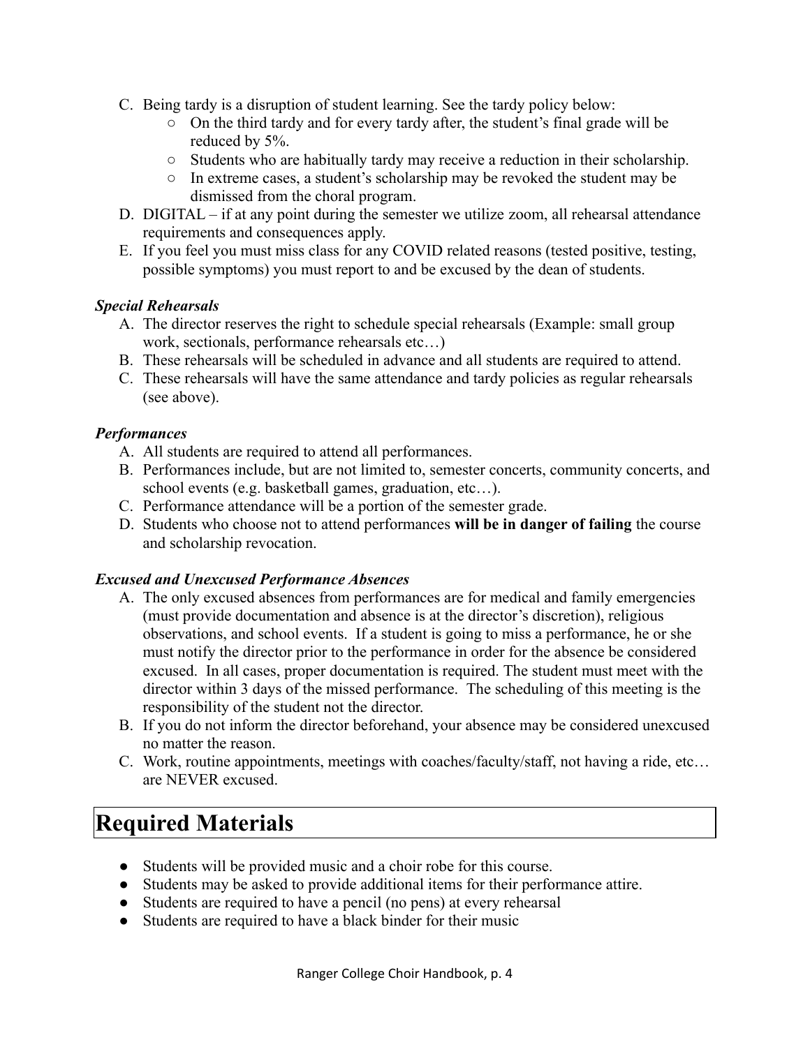C. Being tardy is a disruption of student learning. See the tardy policy below:
   - On the third tardy and for every tardy after, the student's final grade will be reduced by 5%.
   - Students who are habitually tardy may receive a reduction in their scholarship.
   - In extreme cases, a student's scholarship may be revoked the student may be dismissed from the choral program.

D. DIGITAL – if at any point during the semester we utilize zoom, all rehearsal attendance requirements and consequences apply.

E. If you feel you must miss class for any COVID related reasons (tested positive, testing, possible symptoms) you must report to and be excused by the dean of students.

***Special Rehearsals***

A. The director reserves the right to schedule special rehearsals (Example: small group work, sectionals, performance rehearsals etc…)

B. These rehearsals will be scheduled in advance and all students are required to attend.

C. These rehearsals will have the same attendance and tardy policies as regular rehearsals (see above).

***Performances***

A. All students are required to attend all performances.

B. Performances include, but are not limited to, semester concerts, community concerts, and school events (e.g. basketball games, graduation, etc…).

C. Performance attendance will be a portion of the semester grade.

D. Students who choose not to attend performances **will be in danger of failing** the course and scholarship revocation.

***Excused and Unexcused Performance Absences***

A. The only excused absences from performances are for medical and family emergencies (must provide documentation and absence is at the director's discretion), religious observations, and school events. If a student is going to miss a performance, he or she must notify the director prior to the performance in order for the absence be considered excused. In all cases, proper documentation is required. The student must meet with the director within 3 days of the missed performance. The scheduling of this meeting is the responsibility of the student not the director.

B. If you do not inform the director beforehand, your absence may be considered unexcused no matter the reason.

C. Work, routine appointments, meetings with coaches/faculty/staff, not having a ride, etc… are NEVER excused.

# Required Materials

- Students will be provided music and a choir robe for this course.
- Students may be asked to provide additional items for their performance attire.
- Students are required to have a pencil (no pens) at every rehearsal
- Students are required to have a black binder for their music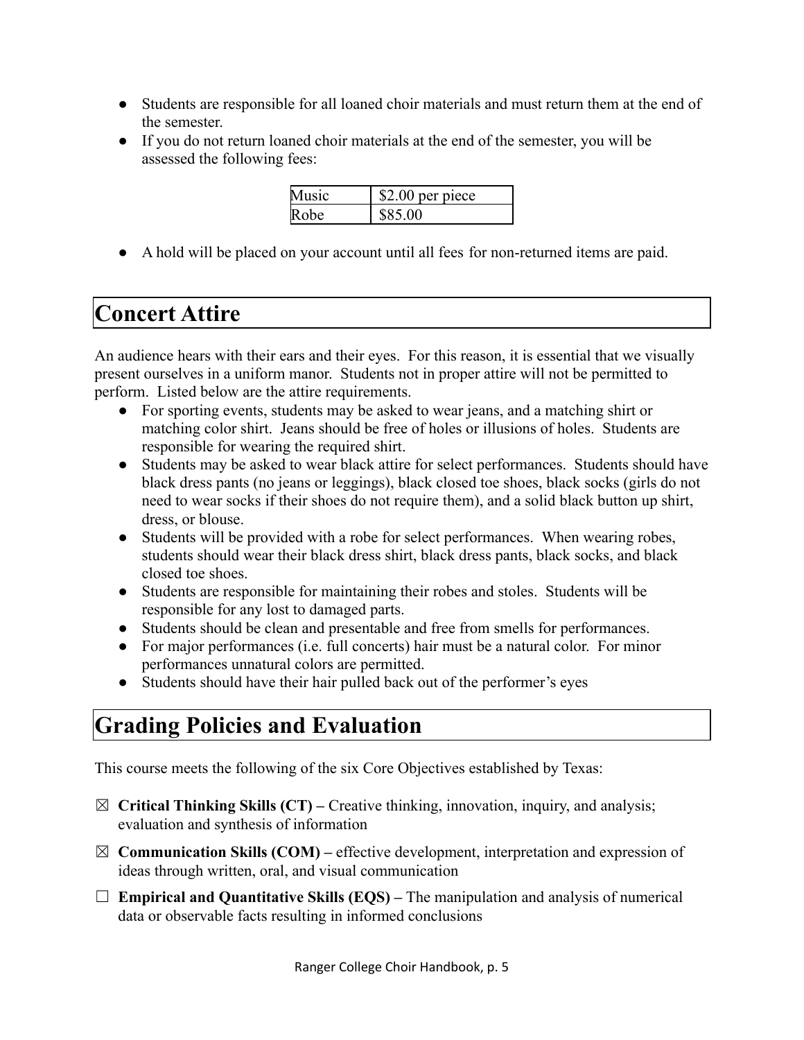- Students are responsible for all loaned choir materials and must return them at the end of the semester.
- If you do not return loaned choir materials at the end of the semester, you will be assessed the following fees:

| Music | $2.00 per piece |
|---|---|
| Robe | $85.00 |

- A hold will be placed on your account until all fees for non-returned items are paid.

## Concert Attire

An audience hears with their ears and their eyes. For this reason, it is essential that we visually present ourselves in a uniform manor. Students not in proper attire will not be permitted to perform. Listed below are the attire requirements.

- For sporting events, students may be asked to wear jeans, and a matching shirt or matching color shirt. Jeans should be free of holes or illusions of holes. Students are responsible for wearing the required shirt.
- Students may be asked to wear black attire for select performances. Students should have black dress pants (no jeans or leggings), black closed toe shoes, black socks (girls do not need to wear socks if their shoes do not require them), and a solid black button up shirt, dress, or blouse.
- Students will be provided with a robe for select performances. When wearing robes, students should wear their black dress shirt, black dress pants, black socks, and black closed toe shoes.
- Students are responsible for maintaining their robes and stoles. Students will be responsible for any lost to damaged parts.
- Students should be clean and presentable and free from smells for performances.
- For major performances (i.e. full concerts) hair must be a natural color. For minor performances unnatural colors are permitted.
- Students should have their hair pulled back out of the performer's eyes

## Grading Policies and Evaluation

This course meets the following of the six Core Objectives established by Texas:

☒ **Critical Thinking Skills (CT) –** Creative thinking, innovation, inquiry, and analysis; evaluation and synthesis of information

☒ **Communication Skills (COM) –** effective development, interpretation and expression of ideas through written, oral, and visual communication

☐ **Empirical and Quantitative Skills (EQS) –** The manipulation and analysis of numerical data or observable facts resulting in informed conclusions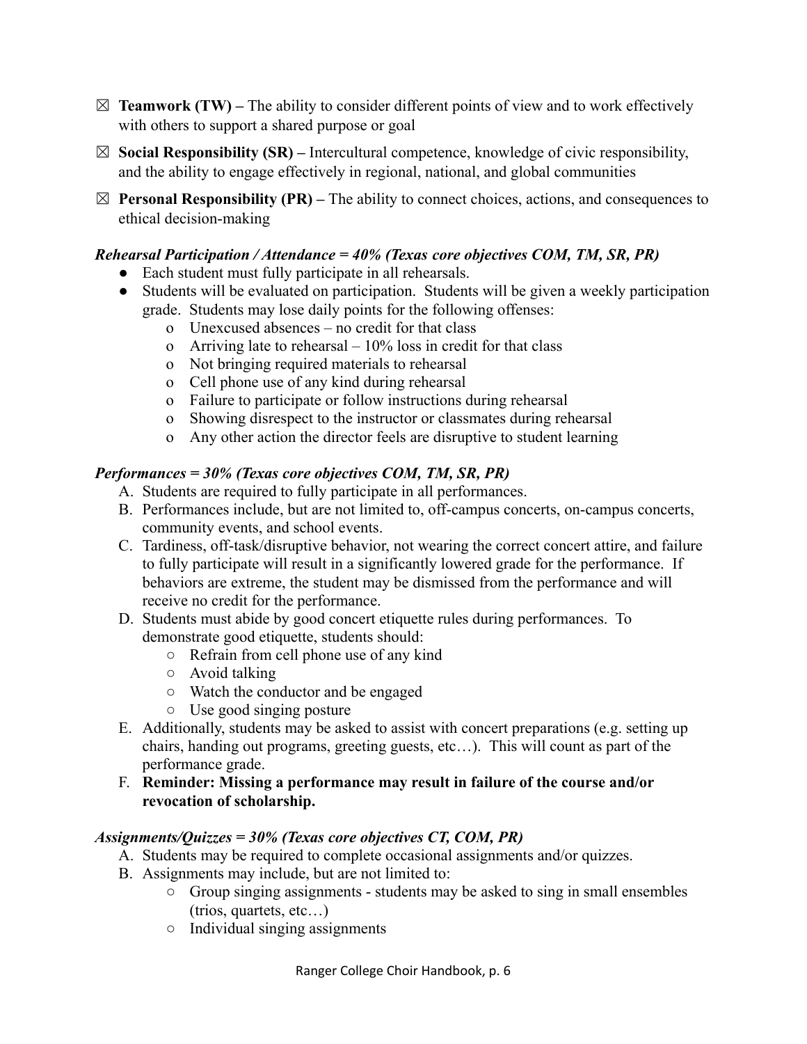- ☒ **Teamwork (TW) –** The ability to consider different points of view and to work effectively with others to support a shared purpose or goal
- ☒ **Social Responsibility (SR) –** Intercultural competence, knowledge of civic responsibility, and the ability to engage effectively in regional, national, and global communities
- ☒ **Personal Responsibility (PR) –** The ability to connect choices, actions, and consequences to ethical decision-making

***Rehearsal Participation / Attendance = 40% (Texas core objectives COM, TM, SR, PR)***

- Each student must fully participate in all rehearsals.
- Students will be evaluated on participation. Students will be given a weekly participation grade. Students may lose daily points for the following offenses:
  - Unexcused absences – no credit for that class
  - Arriving late to rehearsal – 10% loss in credit for that class
  - Not bringing required materials to rehearsal
  - Cell phone use of any kind during rehearsal
  - Failure to participate or follow instructions during rehearsal
  - Showing disrespect to the instructor or classmates during rehearsal
  - Any other action the director feels are disruptive to student learning

***Performances = 30% (Texas core objectives COM, TM, SR, PR)***

A. Students are required to fully participate in all performances.

B. Performances include, but are not limited to, off-campus concerts, on-campus concerts, community events, and school events.

C. Tardiness, off-task/disruptive behavior, not wearing the correct concert attire, and failure to fully participate will result in a significantly lowered grade for the performance. If behaviors are extreme, the student may be dismissed from the performance and will receive no credit for the performance.

D. Students must abide by good concert etiquette rules during performances. To demonstrate good etiquette, students should:
   - Refrain from cell phone use of any kind
   - Avoid talking
   - Watch the conductor and be engaged
   - Use good singing posture

E. Additionally, students may be asked to assist with concert preparations (e.g. setting up chairs, handing out programs, greeting guests, etc…). This will count as part of the performance grade.

F. **Reminder: Missing a performance may result in failure of the course and/or revocation of scholarship.**

***Assignments/Quizzes = 30% (Texas core objectives CT, COM, PR)***

A. Students may be required to complete occasional assignments and/or quizzes.

B. Assignments may include, but are not limited to:
   - Group singing assignments - students may be asked to sing in small ensembles (trios, quartets, etc…)
   - Individual singing assignments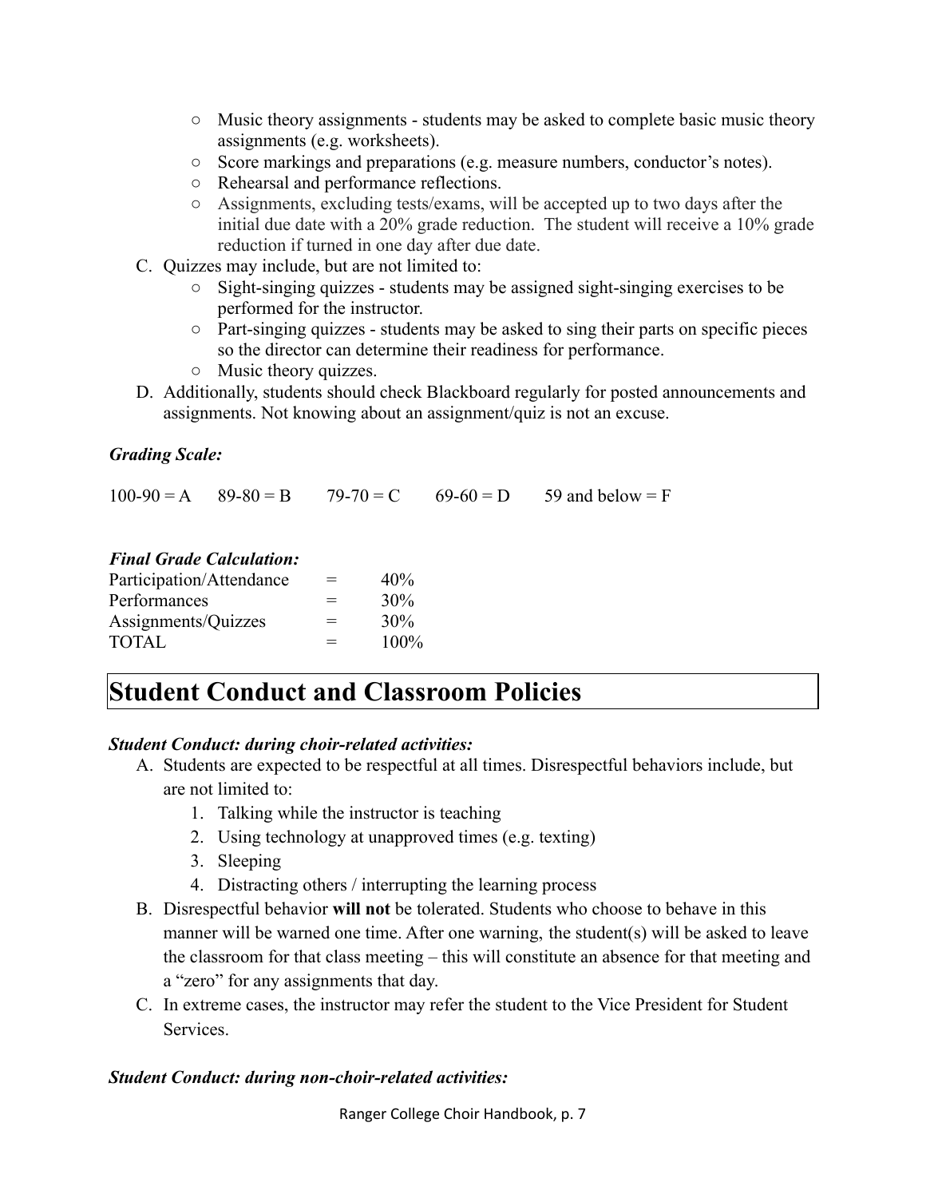- Music theory assignments - students may be asked to complete basic music theory assignments (e.g. worksheets).
  - Score markings and preparations (e.g. measure numbers, conductor's notes).
  - Rehearsal and performance reflections.
  - Assignments, excluding tests/exams, will be accepted up to two days after the initial due date with a 20% grade reduction. The student will receive a 10% grade reduction if turned in one day after due date.

C. Quizzes may include, but are not limited to:
  - Sight-singing quizzes - students may be assigned sight-singing exercises to be performed for the instructor.
  - Part-singing quizzes - students may be asked to sing their parts on specific pieces so the director can determine their readiness for performance.
  - Music theory quizzes.

D. Additionally, students should check Blackboard regularly for posted announcements and assignments. Not knowing about an assignment/quiz is not an excuse.

***Grading Scale:***

100-90 = A 89-80 = B 79-70 = C 69-60 = D 59 and below = F

***Final Grade Calculation:***

| | | |
|---|---|---|
| Participation/Attendance | = | 40% |
| Performances | = | 30% |
| Assignments/Quizzes | = | 30% |
| TOTAL | = | 100% |

# Student Conduct and Classroom Policies

***Student Conduct: during choir-related activities:***

A. Students are expected to be respectful at all times. Disrespectful behaviors include, but are not limited to:
   1. Talking while the instructor is teaching
   2. Using technology at unapproved times (e.g. texting)
   3. Sleeping
   4. Distracting others / interrupting the learning process

B. Disrespectful behavior **will not** be tolerated. Students who choose to behave in this manner will be warned one time. After one warning, the student(s) will be asked to leave the classroom for that class meeting – this will constitute an absence for that meeting and a "zero" for any assignments that day.

C. In extreme cases, the instructor may refer the student to the Vice President for Student Services.

***Student Conduct: during non-choir-related activities:***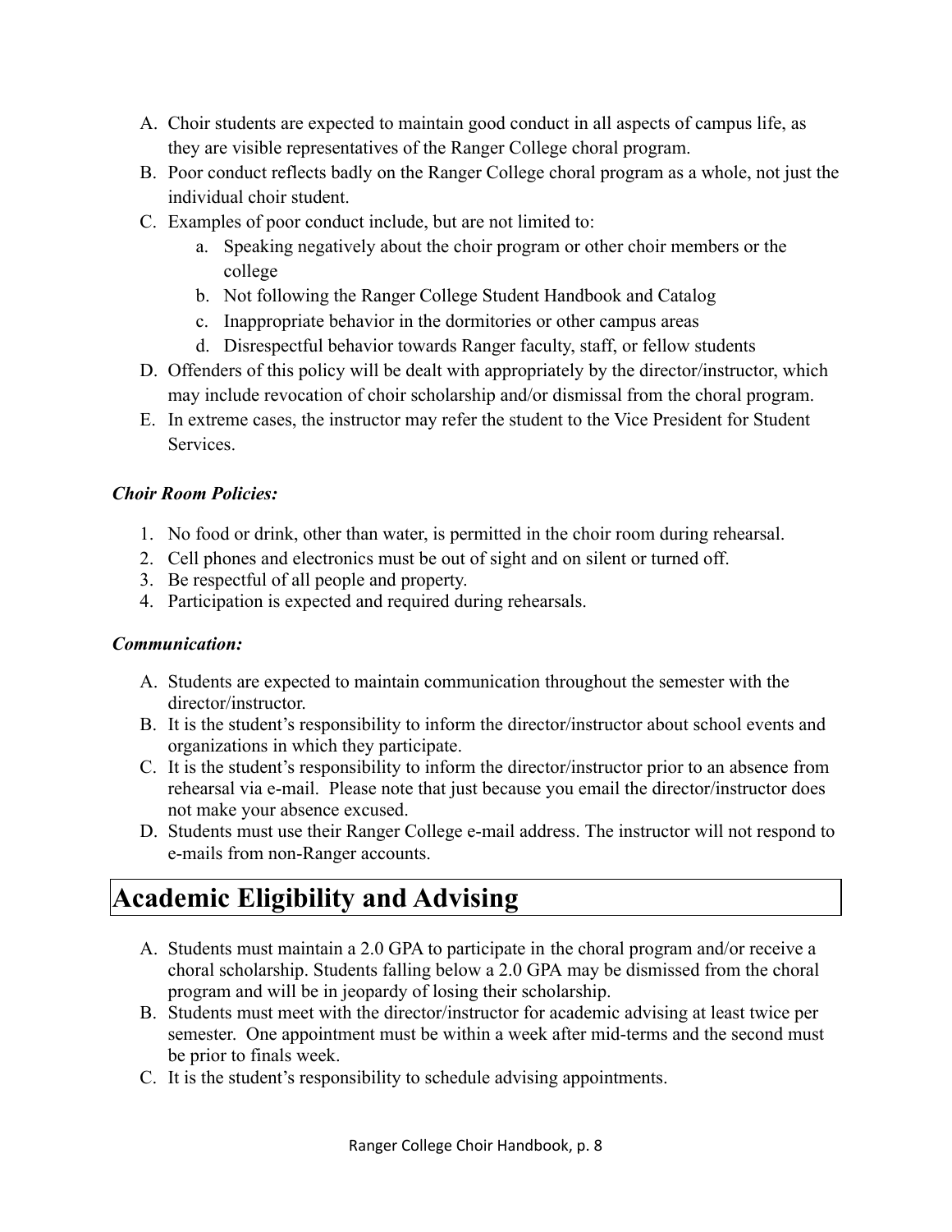A. Choir students are expected to maintain good conduct in all aspects of campus life, as they are visible representatives of the Ranger College choral program.
B. Poor conduct reflects badly on the Ranger College choral program as a whole, not just the individual choir student.
C. Examples of poor conduct include, but are not limited to:
    a. Speaking negatively about the choir program or other choir members or the college
    b. Not following the Ranger College Student Handbook and Catalog
    c. Inappropriate behavior in the dormitories or other campus areas
    d. Disrespectful behavior towards Ranger faculty, staff, or fellow students
D. Offenders of this policy will be dealt with appropriately by the director/instructor, which may include revocation of choir scholarship and/or dismissal from the choral program.
E. In extreme cases, the instructor may refer the student to the Vice President for Student Services.

***Choir Room Policies:***

1. No food or drink, other than water, is permitted in the choir room during rehearsal.
2. Cell phones and electronics must be out of sight and on silent or turned off.
3. Be respectful of all people and property.
4. Participation is expected and required during rehearsals.

***Communication:***

A. Students are expected to maintain communication throughout the semester with the director/instructor.
B. It is the student's responsibility to inform the director/instructor about school events and organizations in which they participate.
C. It is the student's responsibility to inform the director/instructor prior to an absence from rehearsal via e-mail. Please note that just because you email the director/instructor does not make your absence excused.
D. Students must use their Ranger College e-mail address. The instructor will not respond to e-mails from non-Ranger accounts.

# Academic Eligibility and Advising

A. Students must maintain a 2.0 GPA to participate in the choral program and/or receive a choral scholarship. Students falling below a 2.0 GPA may be dismissed from the choral program and will be in jeopardy of losing their scholarship.
B. Students must meet with the director/instructor for academic advising at least twice per semester. One appointment must be within a week after mid-terms and the second must be prior to finals week.
C. It is the student's responsibility to schedule advising appointments.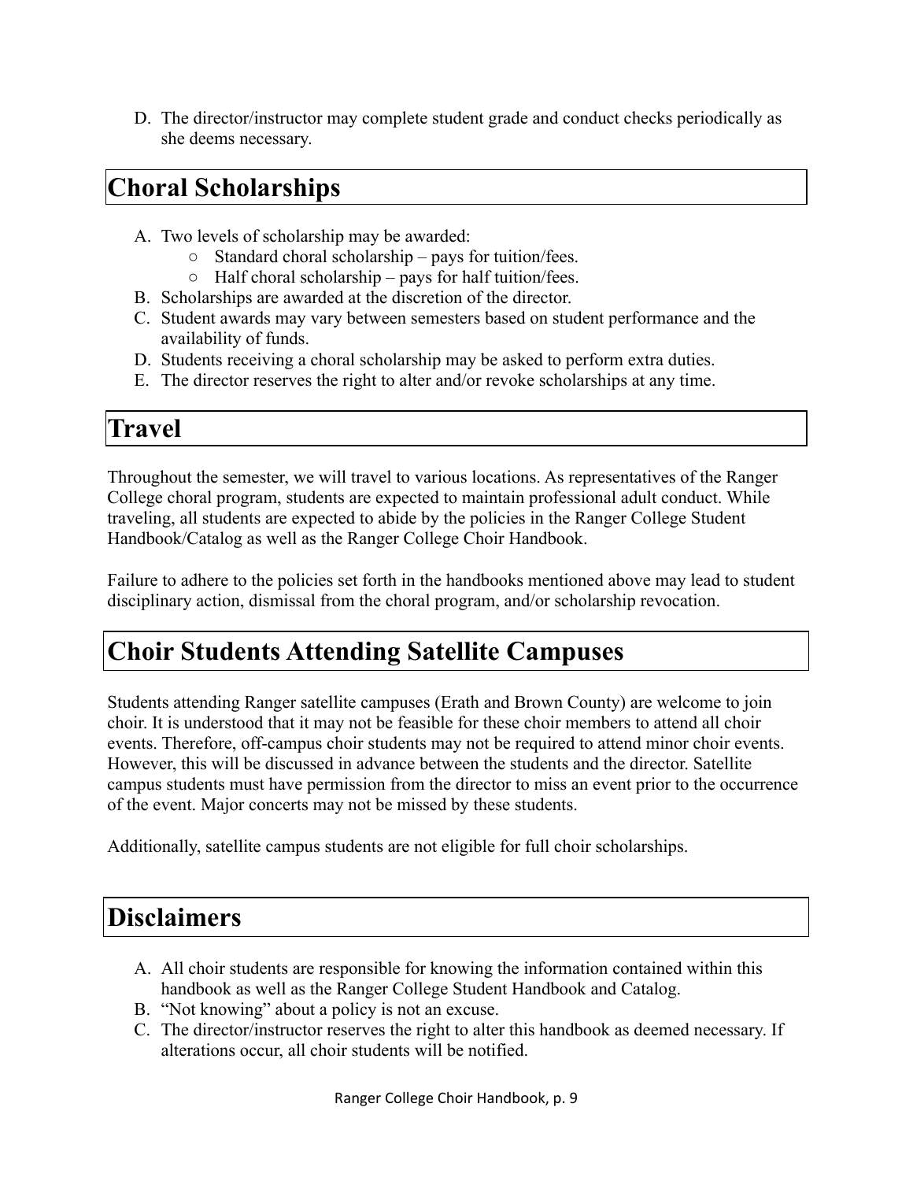D. The director/instructor may complete student grade and conduct checks periodically as she deems necessary.

## Choral Scholarships

A. Two levels of scholarship may be awarded:
   - Standard choral scholarship – pays for tuition/fees.
   - Half choral scholarship – pays for half tuition/fees.

B. Scholarships are awarded at the discretion of the director.

C. Student awards may vary between semesters based on student performance and the availability of funds.

D. Students receiving a choral scholarship may be asked to perform extra duties.

E. The director reserves the right to alter and/or revoke scholarships at any time.

## Travel

Throughout the semester, we will travel to various locations. As representatives of the Ranger College choral program, students are expected to maintain professional adult conduct. While traveling, all students are expected to abide by the policies in the Ranger College Student Handbook/Catalog as well as the Ranger College Choir Handbook.

Failure to adhere to the policies set forth in the handbooks mentioned above may lead to student disciplinary action, dismissal from the choral program, and/or scholarship revocation.

## Choir Students Attending Satellite Campuses

Students attending Ranger satellite campuses (Erath and Brown County) are welcome to join choir. It is understood that it may not be feasible for these choir members to attend all choir events. Therefore, off-campus choir students may not be required to attend minor choir events. However, this will be discussed in advance between the students and the director. Satellite campus students must have permission from the director to miss an event prior to the occurrence of the event. Major concerts may not be missed by these students.

Additionally, satellite campus students are not eligible for full choir scholarships.

## Disclaimers

A. All choir students are responsible for knowing the information contained within this handbook as well as the Ranger College Student Handbook and Catalog.

B. "Not knowing" about a policy is not an excuse.

C. The director/instructor reserves the right to alter this handbook as deemed necessary. If alterations occur, all choir students will be notified.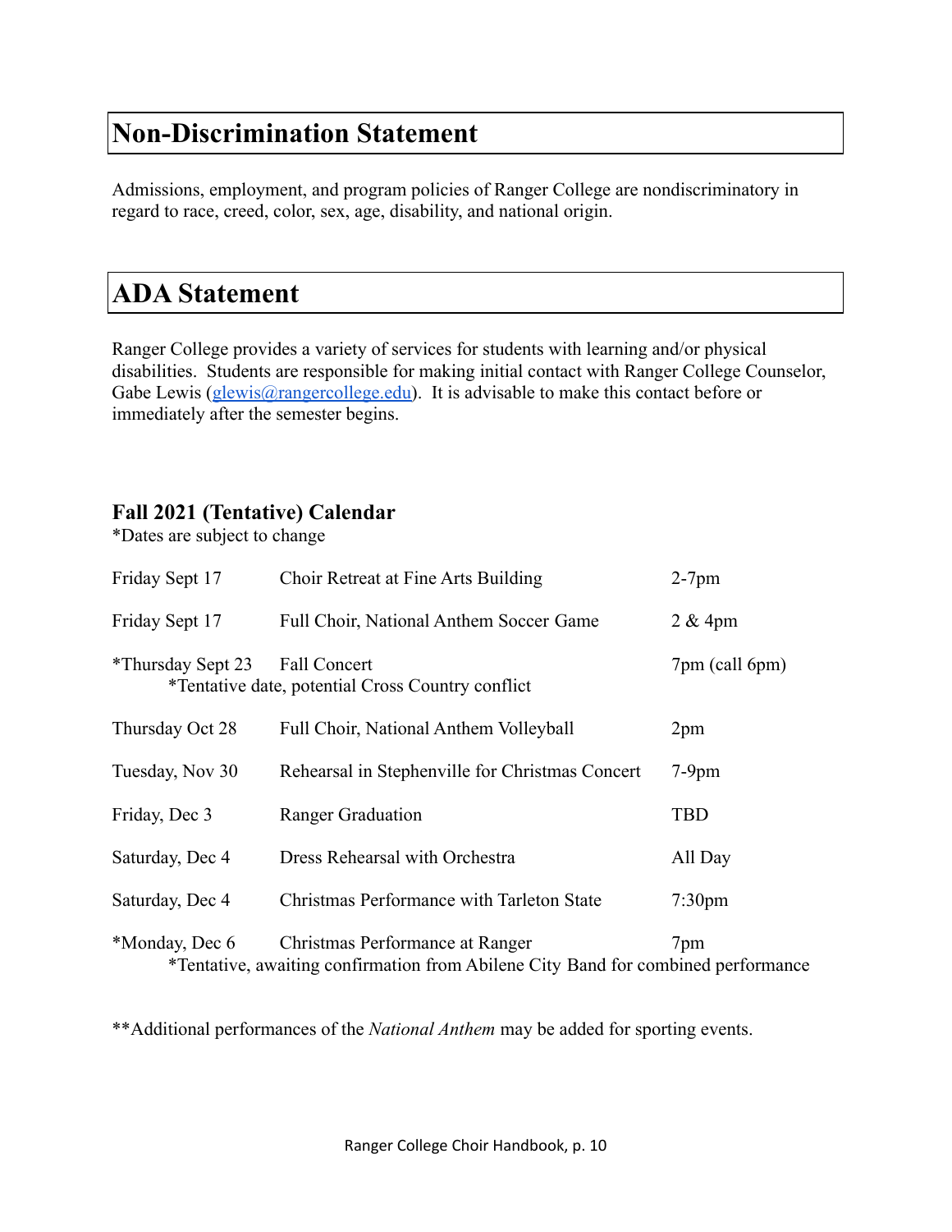## Non-Discrimination Statement

Admissions, employment, and program policies of Ranger College are nondiscriminatory in regard to race, creed, color, sex, age, disability, and national origin.

## ADA Statement

Ranger College provides a variety of services for students with learning and/or physical disabilities. Students are responsible for making initial contact with Ranger College Counselor, Gabe Lewis ([glewis@rangercollege.edu](mailto:glewis@rangercollege.edu)). It is advisable to make this contact before or immediately after the semester begins.

### Fall 2021 (Tentative) Calendar

*Dates are subject to change

| | | |
|---|---|---|
| Friday Sept 17 | Choir Retreat at Fine Arts Building | 2-7pm |
| Friday Sept 17 | Full Choir, National Anthem Soccer Game | 2 & 4pm |
| *Thursday Sept 23 | Fall Concert<br>*Tentative date, potential Cross Country conflict | 7pm (call 6pm) |
| Thursday Oct 28 | Full Choir, National Anthem Volleyball | 2pm |
| Tuesday, Nov 30 | Rehearsal in Stephenville for Christmas Concert | 7-9pm |
| Friday, Dec 3 | Ranger Graduation | TBD |
| Saturday, Dec 4 | Dress Rehearsal with Orchestra | All Day |
| Saturday, Dec 4 | Christmas Performance with Tarleton State | 7:30pm |
| *Monday, Dec 6 | Christmas Performance at Ranger<br>*Tentative, awaiting confirmation from Abilene City Band for combined performance | 7pm |

**Additional performances of the *National Anthem* may be added for sporting events.